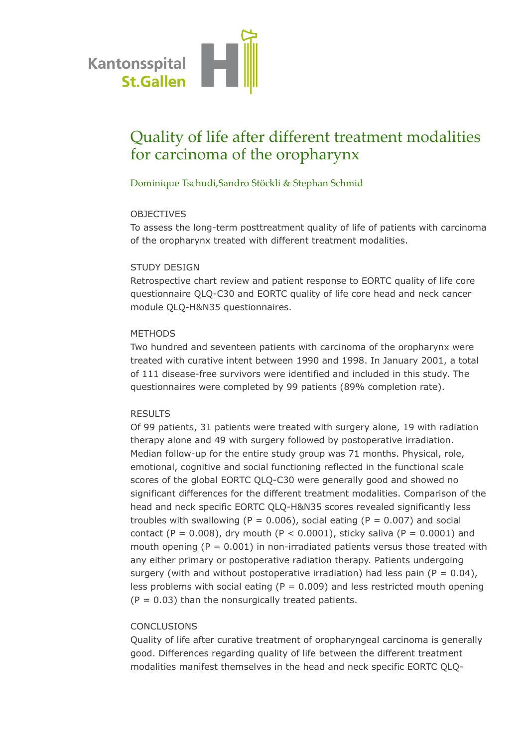Kantonsspital
St.Gallen

# Quality of life after different treatment modalities for carcinoma of the oropharynx

Dominique Tschudi,Sandro Stöckli & Stephan Schmid

## OBJECTIVES

To assess the long-term posttreatment quality of life of patients with carcinoma of the oropharynx treated with different treatment modalities.

## STUDY DESIGN

Retrospective chart review and patient response to EORTC quality of life core questionnaire QLQ-C30 and EORTC quality of life core head and neck cancer module QLQ-H&N35 questionnaires.

## METHODS

Two hundred and seventeen patients with carcinoma of the oropharynx were treated with curative intent between 1990 and 1998. In January 2001, a total of 111 disease-free survivors were identified and included in this study. The questionnaires were completed by 99 patients (89% completion rate).

## RESULTS

Of 99 patients, 31 patients were treated with surgery alone, 19 with radiation therapy alone and 49 with surgery followed by postoperative irradiation. Median follow-up for the entire study group was 71 months. Physical, role, emotional, cognitive and social functioning reflected in the functional scale scores of the global EORTC QLQ-C30 were generally good and showed no significant differences for the different treatment modalities. Comparison of the head and neck specific EORTC QLQ-H&N35 scores revealed significantly less troubles with swallowing ($P = 0.006$), social eating ($P = 0.007$) and social contact ($P = 0.008$), dry mouth ($P < 0.0001$), sticky saliva ($P = 0.0001$) and mouth opening ($P = 0.001$) in non-irradiated patients versus those treated with any either primary or postoperative radiation therapy. Patients undergoing surgery (with and without postoperative irradiation) had less pain ($P = 0.04$), less problems with social eating ($P = 0.009$) and less restricted mouth opening ($P = 0.03$) than the nonsurgically treated patients.

## CONCLUSIONS

Quality of life after curative treatment of oropharyngeal carcinoma is generally good. Differences regarding quality of life between the different treatment modalities manifest themselves in the head and neck specific EORTC QLQ-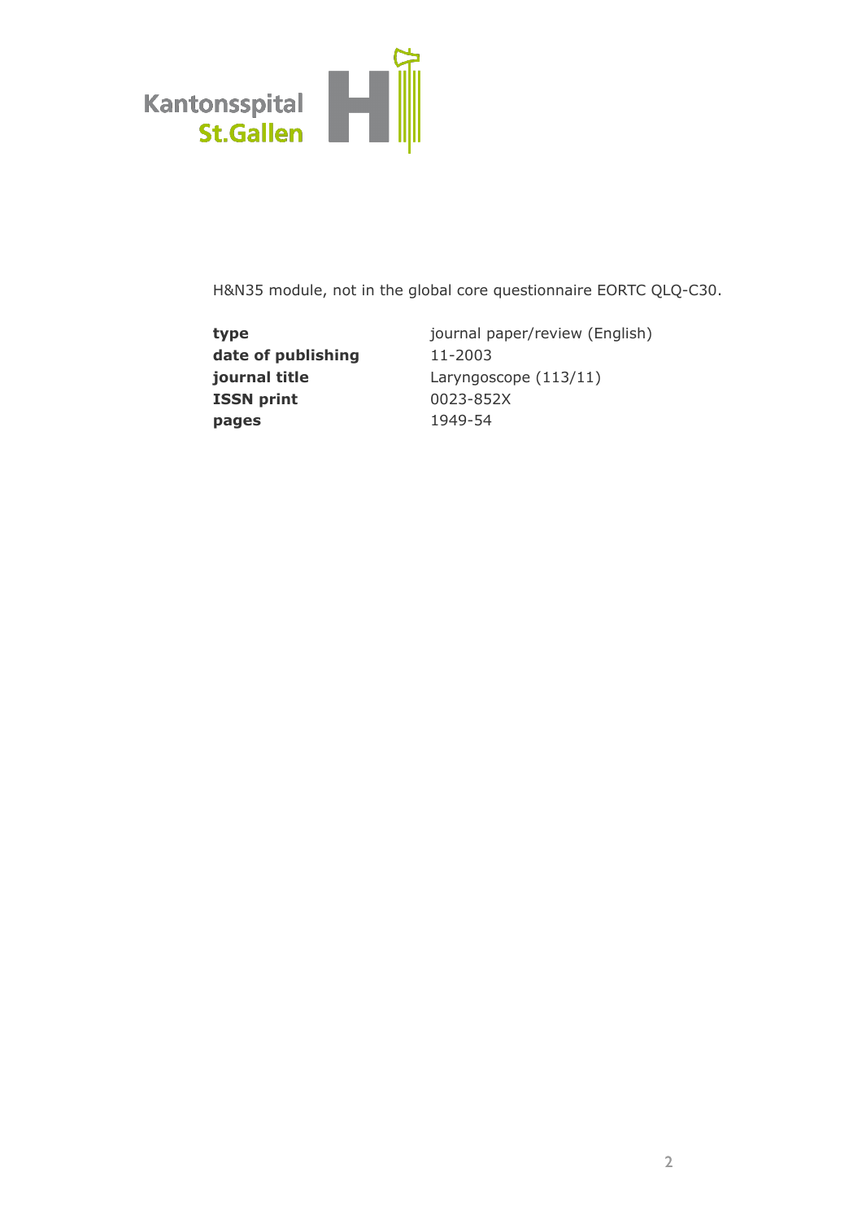H&N35 module, not in the global core questionnaire EORTC QLQ-C30.

| | |
|---|---|
| **type** | journal paper/review (English) |
| **date of publishing** | 11-2003 |
| **journal title** | Laryngoscope (113/11) |
| **ISSN print** | 0023-852X |
| **pages** | 1949-54 |